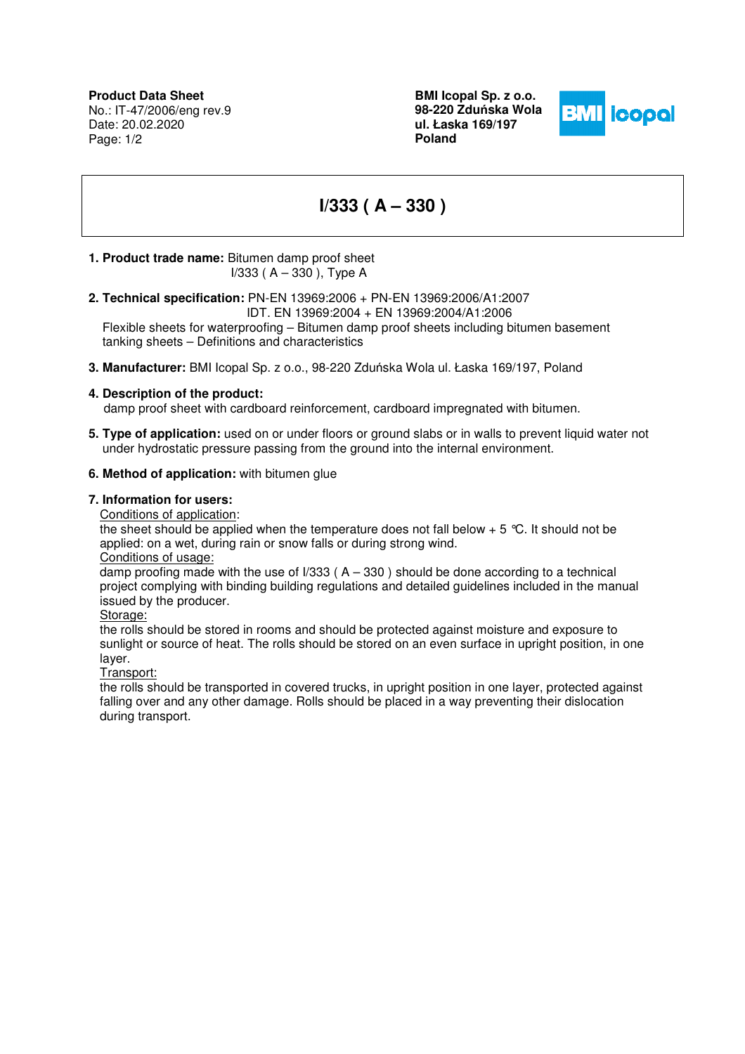**Product Data Sheet**
No.: IT-47/2006/eng rev.9
Date: 20.02.2020

**BMI Icopal Sp. z o.o.**
**98-220 Zduńska Wola**
**ul. Łaska 169/197**
**Poland**

# I/333 ( A – 330 )

1. **Product trade name:** Bitumen damp proof sheet
   I/333 ( A – 330 ), Type A

2. **Technical specification:** PN-EN 13969:2006 + PN-EN 13969:2006/A1:2007
   IDT. EN 13969:2004 + EN 13969:2004/A1:2006
   Flexible sheets for waterproofing – Bitumen damp proof sheets including bitumen basement tanking sheets – Definitions and characteristics

3. **Manufacturer:** BMI Icopal Sp. z o.o., 98-220 Zduńska Wola ul. Łaska 169/197, Poland

4. **Description of the product:**
   damp proof sheet with cardboard reinforcement, cardboard impregnated with bitumen.

5. **Type of application:** used on or under floors or ground slabs or in walls to prevent liquid water not under hydrostatic pressure passing from the ground into the internal environment.

6. **Method of application:** with bitumen glue

7. **Information for users:**

   Conditions of application:
   the sheet should be applied when the temperature does not fall below + 5 °C. It should not be applied: on a wet, during rain or snow falls or during strong wind.

   Conditions of usage:
   damp proofing made with the use of I/333 ( A – 330 ) should be done according to a technical project complying with binding building regulations and detailed guidelines included in the manual issued by the producer.

   Storage:
   the rolls should be stored in rooms and should be protected against moisture and exposure to sunlight or source of heat. The rolls should be stored on an even surface in upright position, in one layer.

   Transport:
   the rolls should be transported in covered trucks, in upright position in one layer, protected against falling over and any other damage. Rolls should be placed in a way preventing their dislocation during transport.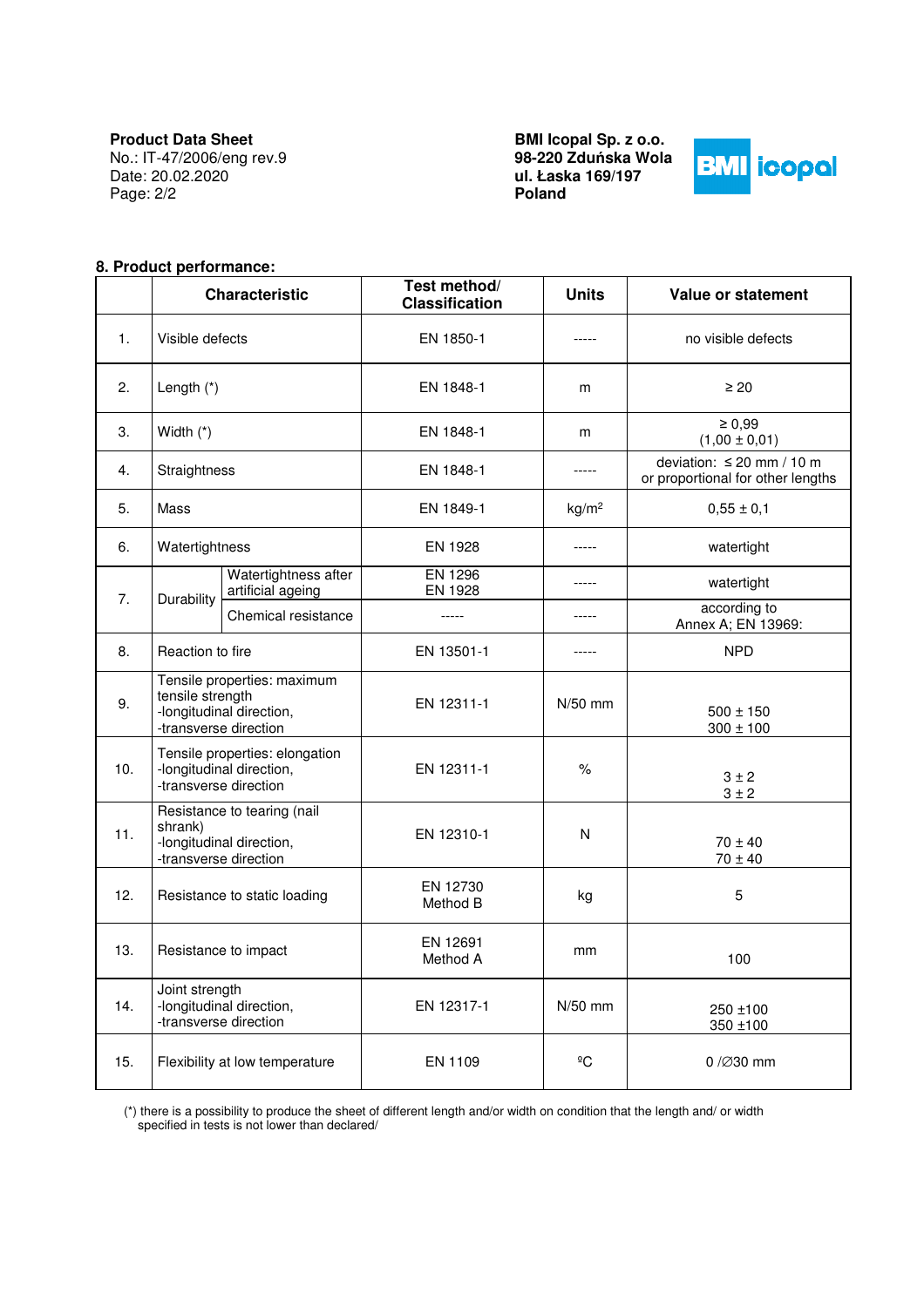**Product Data Sheet**
No.: IT-47/2006/eng rev.9
Date: 20.02.2020
Page: 2/2

**BMI Icopal Sp. z o.o.**
**98-220 Zduńska Wola**
**ul. Łaska 169/197**
**Poland**

## 8. Product performance:

| | Characteristic | | Test method/ Classification | Units | Value or statement |
|---|---|---|---|---|---|
| 1. | Visible defects | | EN 1850-1 | ----- | no visible defects |
| 2. | Length (*) | | EN 1848-1 | m | ≥ 20 |
| 3. | Width (*) | | EN 1848-1 | m | ≥ 0,99<br>(1,00 ± 0,01) |
| 4. | Straightness | | EN 1848-1 | ----- | deviation: ≤ 20 mm / 10 m<br>or proportional for other lengths |
| 5. | Mass | | EN 1849-1 | kg/m² | 0,55 ± 0,1 |
| 6. | Watertightness | | EN 1928 | ----- | watertight |
| 7. | Durability | Watertightness after artificial ageing | EN 1296<br>EN 1928 | ----- | watertight |
| | | Chemical resistance | ----- | ----- | according to<br>Annex A; EN 13969: |
| 8. | Reaction to fire | | EN 13501-1 | ----- | NPD |
| 9. | Tensile properties: maximum tensile strength<br>-longitudinal direction,<br>-transverse direction | | EN 12311-1 | N/50 mm | 500 ± 150<br>300 ± 100 |
| 10. | Tensile properties: elongation<br>-longitudinal direction,<br>-transverse direction | | EN 12311-1 | % | 3 ± 2<br>3 ± 2 |
| 11. | Resistance to tearing (nail shrank)<br>-longitudinal direction,<br>-transverse direction | | EN 12310-1 | N | 70 ± 40<br>70 ± 40 |
| 12. | Resistance to static loading | | EN 12730<br>Method B | kg | 5 |
| 13. | Resistance to impact | | EN 12691<br>Method A | mm | 100 |
| 14. | Joint strength<br>-longitudinal direction,<br>-transverse direction | | EN 12317-1 | N/50 mm | 250 ±100<br>350 ±100 |
| 15. | Flexibility at low temperature | | EN 1109 | ºC | 0 /∅30 mm |

(*) there is a possibility to produce the sheet of different length and/or width on condition that the length and/ or width specified in tests is not lower than declared/